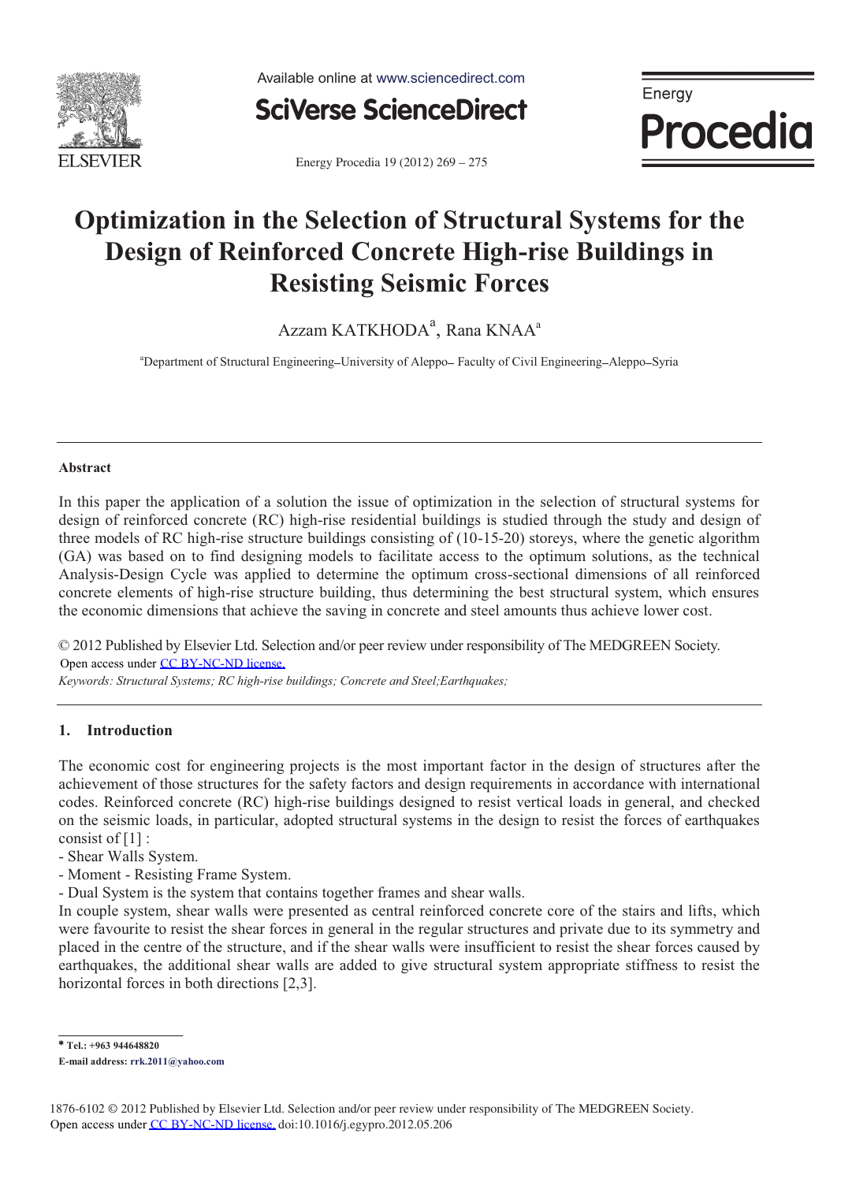# Optimization in the Selection of Structural Systems for the Design of Reinforced Concrete High-rise Buildings in Resisting Seismic Forces

Azzam KATKHODA[a], Rana KNAA[a]

[a]Department of Structural Engineering–University of Aleppo– Faculty of Civil Engineering–Aleppo–Syria

---

### Abstract

In this paper the application of a solution the issue of optimization in the selection of structural systems for design of reinforced concrete (RC) high-rise residential buildings is studied through the study and design of three models of RC high-rise structure buildings consisting of (10-15-20) storeys, where the genetic algorithm (GA) was based on to find designing models to facilitate access to the optimum solutions, as the technical Analysis-Design Cycle was applied to determine the optimum cross-sectional dimensions of all reinforced concrete elements of high-rise structure building, thus determining the best structural system, which ensures the economic dimensions that achieve the saving in concrete and steel amounts thus achieve lower cost.

© 2012 Published by Elsevier Ltd. Selection and/or peer review under responsibility of The MEDGREEN Society.
Open access under CC BY-NC-ND license.

*Keywords: Structural Systems; RC high-rise buildings; Concrete and Steel;Earthquakes;*

---

## 1. Introduction

The economic cost for engineering projects is the most important factor in the design of structures after the achievement of those structures for the safety factors and design requirements in accordance with international codes. Reinforced concrete (RC) high-rise buildings designed to resist vertical loads in general, and checked on the seismic loads, in particular, adopted structural systems in the design to resist the forces of earthquakes consist of [1] :

- Shear Walls System.
- Moment - Resisting Frame System.
- Dual System is the system that contains together frames and shear walls.

In couple system, shear walls were presented as central reinforced concrete core of the stairs and lifts, which were favourite to resist the shear forces in general in the regular structures and private due to its symmetry and placed in the centre of the structure, and if the shear walls were insufficient to resist the shear forces caused by earthquakes, the additional shear walls are added to give structural system appropriate stiffness to resist the horizontal forces in both directions [2,3].

---

* Tel.: +963 944648820

E-mail address: rrk.2011@yahoo.com

1876-6102 © 2012 Published by Elsevier Ltd. Selection and/or peer review under responsibility of The MEDGREEN Society.
Open access under CC BY-NC-ND license. doi:10.1016/j.egypro.2012.05.206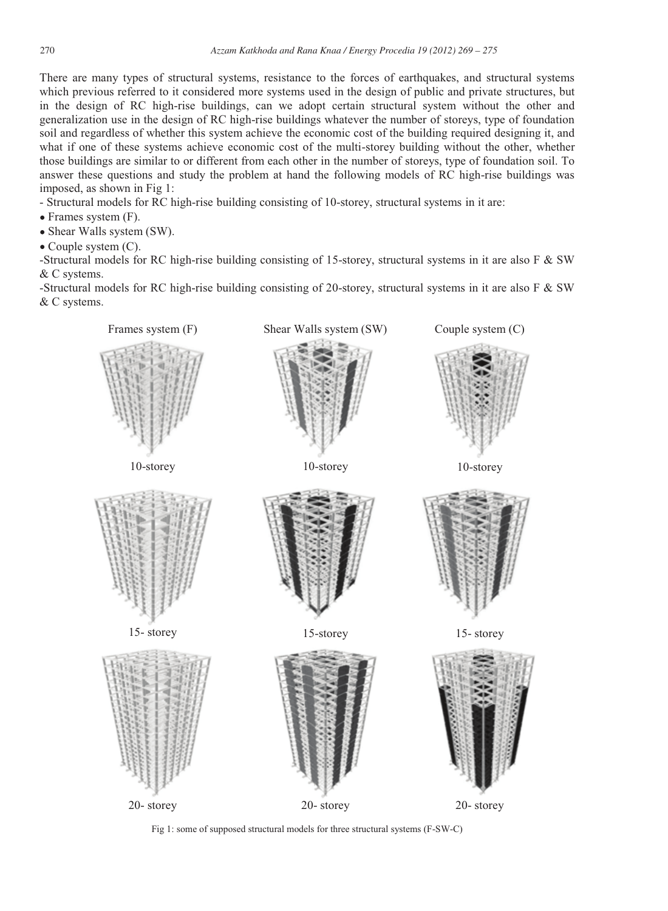There are many types of structural systems, resistance to the forces of earthquakes, and structural systems which previous referred to it considered more systems used in the design of public and private structures, but in the design of RC high-rise buildings, can we adopt certain structural system without the other and generalization use in the design of RC high-rise buildings whatever the number of storeys, type of foundation soil and regardless of whether this system achieve the economic cost of the building required designing it, and what if one of these systems achieve economic cost of the multi-storey building without the other, whether those buildings are similar to or different from each other in the number of storeys, type of foundation soil. To answer these questions and study the problem at hand the following models of RC high-rise buildings was imposed, as shown in Fig 1:

- Structural models for RC high-rise building consisting of 10-storey, structural systems in it are:
  - Frames system (F).
  - Shear Walls system (SW).
  - Couple system (C).
- Structural models for RC high-rise building consisting of 15-storey, structural systems in it are also F & SW & C systems.
- Structural models for RC high-rise building consisting of 20-storey, structural systems in it are also F & SW & C systems.

Frames system (F) | Shear Walls system (SW) | Couple system (C)

10-storey | 10-storey | 10-storey

15- storey | 15-storey | 15- storey

20- storey | 20- storey | 20- storey

Fig 1: some of supposed structural models for three structural systems (F-SW-C)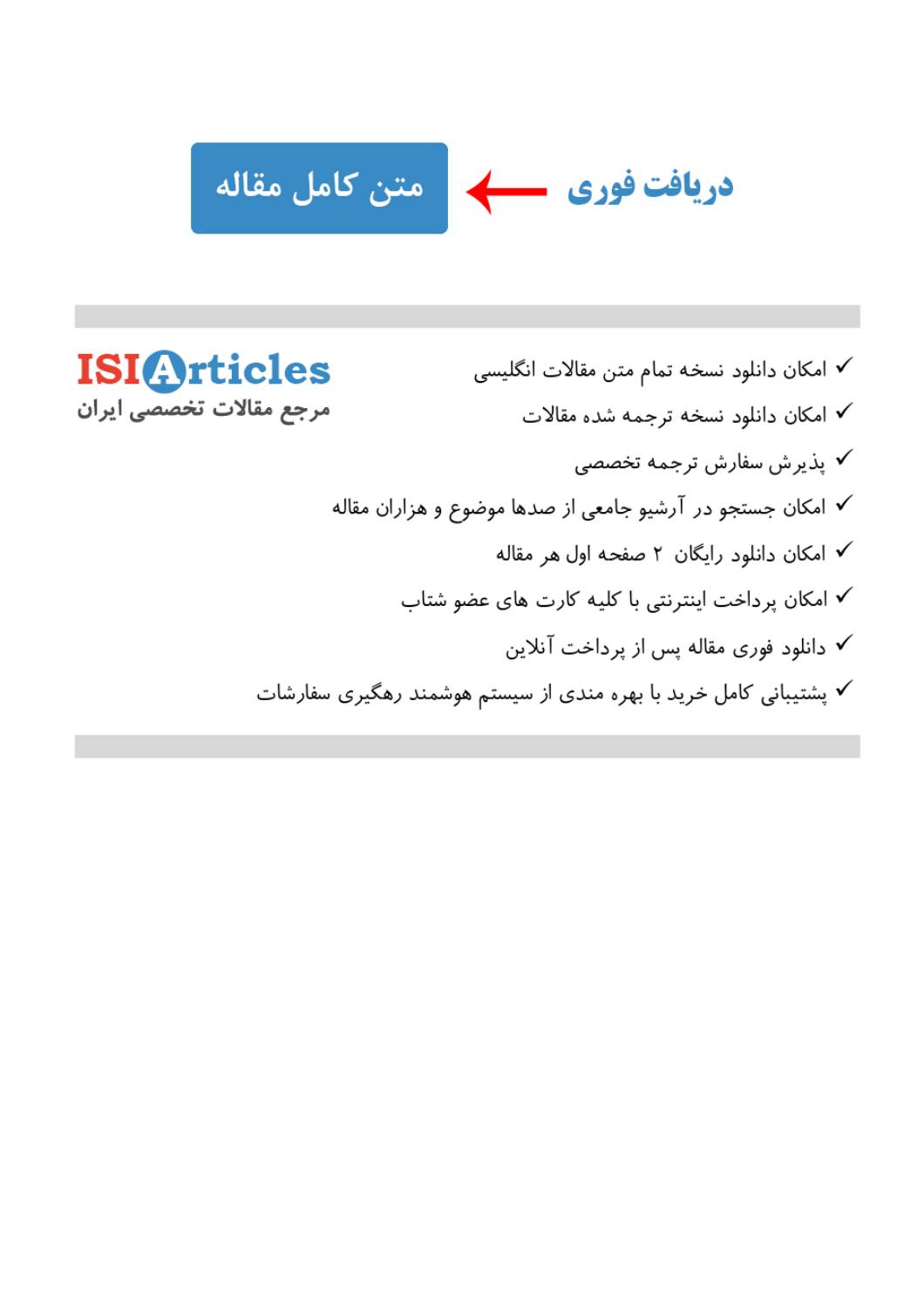دریافت فوری ← **متن کامل مقاله**

**ISIArticles**
مرجع مقالات تخصصی ایران

- ✓ امکان دانلود نسخه تمام متن مقالات انگلیسی
- ✓ امکان دانلود نسخه ترجمه شده مقالات
- ✓ پذیرش سفارش ترجمه تخصصی
- ✓ امکان جستجو در آرشیو جامعی از صدها موضوع و هزاران مقاله
- ✓ امکان دانلود رایگان ۲ صفحه اول هر مقاله
- ✓ امکان پرداخت اینترنتی با کلیه کارت های عضو شتاب
- ✓ دانلود فوری مقاله پس از پرداخت آنلاین
- ✓ پشتیبانی کامل خرید با بهره مندی از سیستم هوشمند رهگیری سفارشات